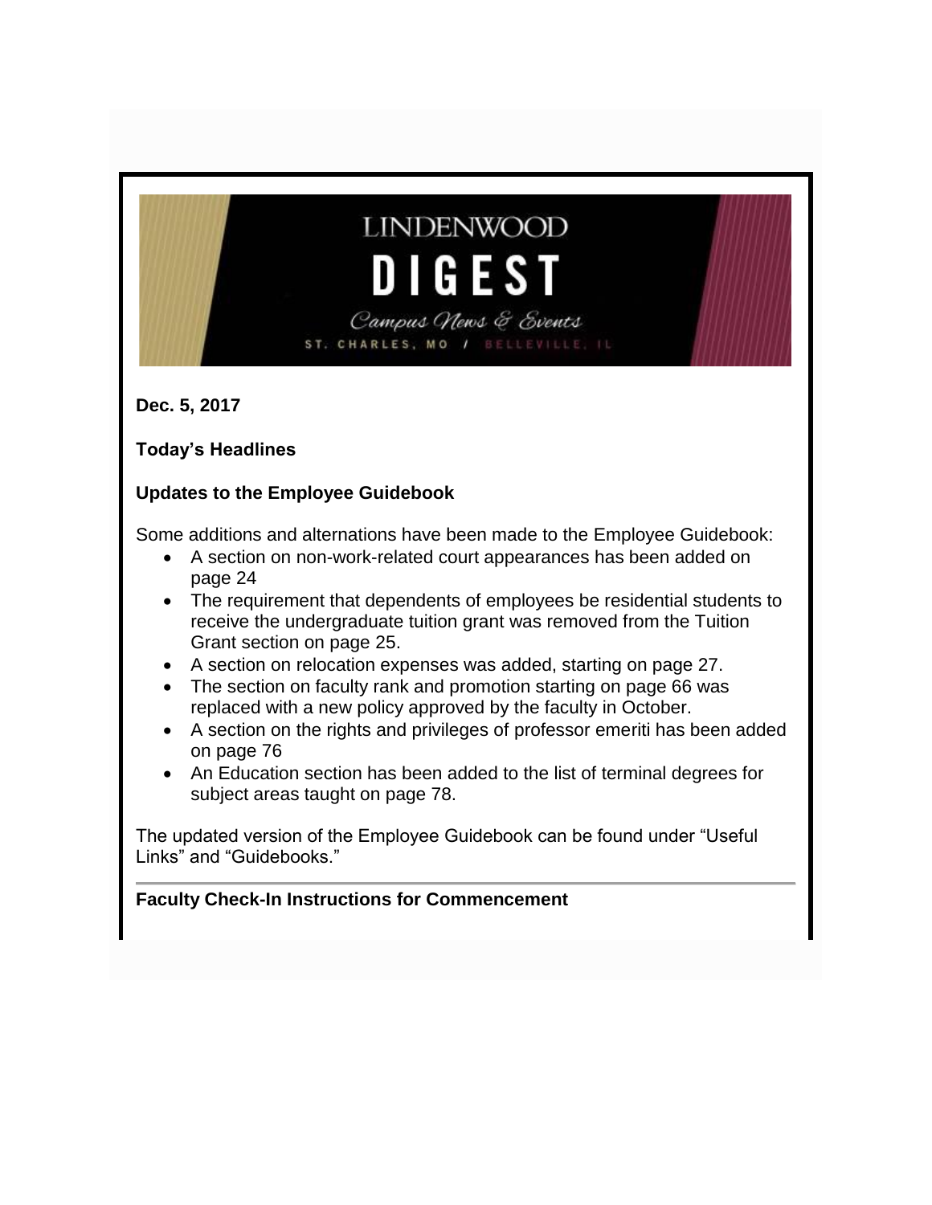# LINDENWOOD DIGEST

*Campus News & Events*

ST. CHARLES, MO / BELLEVILLE, IL

**Dec. 5, 2017**

**Today's Headlines**

## Updates to the Employee Guidebook

Some additions and alternations have been made to the Employee Guidebook:

- A section on non-work-related court appearances has been added on page 24
- The requirement that dependents of employees be residential students to receive the undergraduate tuition grant was removed from the Tuition Grant section on page 25.
- A section on relocation expenses was added, starting on page 27.
- The section on faculty rank and promotion starting on page 66 was replaced with a new policy approved by the faculty in October.
- A section on the rights and privileges of professor emeriti has been added on page 76
- An Education section has been added to the list of terminal degrees for subject areas taught on page 78.

The updated version of the Employee Guidebook can be found under "Useful Links" and "Guidebooks."

---

## Faculty Check-In Instructions for Commencement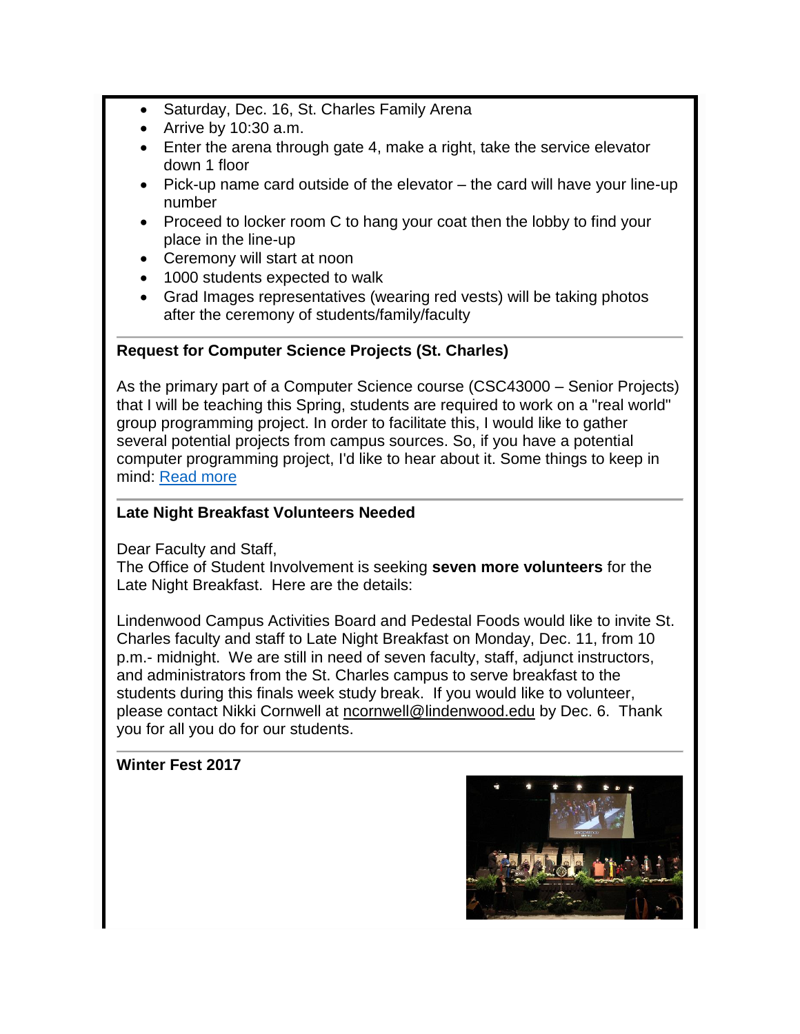- Saturday, Dec. 16, St. Charles Family Arena
- Arrive by 10:30 a.m.
- Enter the arena through gate 4, make a right, take the service elevator down 1 floor
- Pick-up name card outside of the elevator – the card will have your line-up number
- Proceed to locker room C to hang your coat then the lobby to find your place in the line-up
- Ceremony will start at noon
- 1000 students expected to walk
- Grad Images representatives (wearing red vests) will be taking photos after the ceremony of students/family/faculty

**Request for Computer Science Projects (St. Charles)**

As the primary part of a Computer Science course (CSC43000 – Senior Projects) that I will be teaching this Spring, students are required to work on a "real world" group programming project. In order to facilitate this, I would like to gather several potential projects from campus sources. So, if you have a potential computer programming project, I'd like to hear about it. Some things to keep in mind: Read more

**Late Night Breakfast Volunteers Needed**

Dear Faculty and Staff,
The Office of Student Involvement is seeking **seven more volunteers** for the Late Night Breakfast. Here are the details:

Lindenwood Campus Activities Board and Pedestal Foods would like to invite St. Charles faculty and staff to Late Night Breakfast on Monday, Dec. 11, from 10 p.m.- midnight. We are still in need of seven faculty, staff, adjunct instructors, and administrators from the St. Charles campus to serve breakfast to the students during this finals week study break. If you would like to volunteer, please contact Nikki Cornwell at ncornwell@lindenwood.edu by Dec. 6. Thank you for all you do for our students.

**Winter Fest 2017**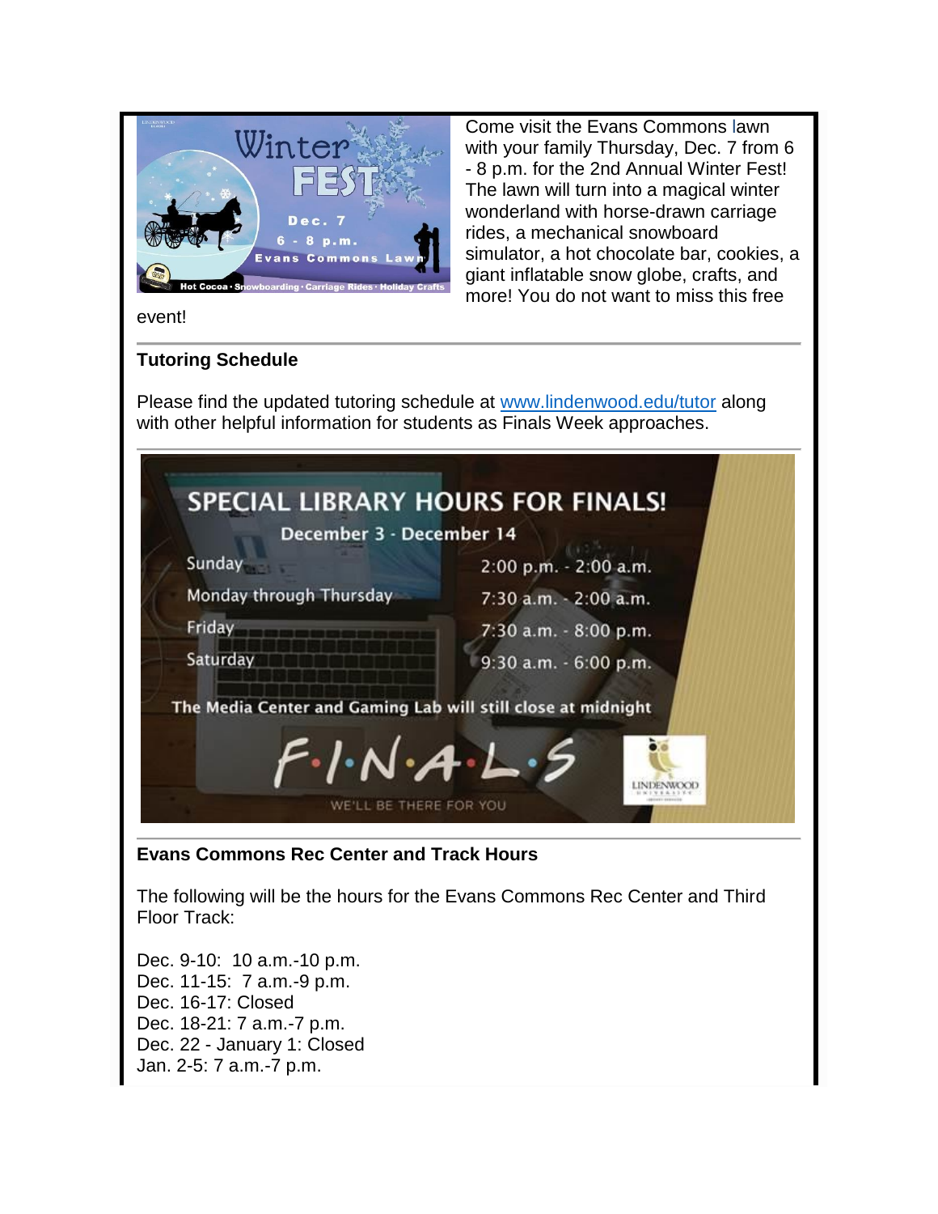Come visit the Evans Commons lawn with your family Thursday, Dec. 7 from 6 - 8 p.m. for the 2nd Annual Winter Fest! The lawn will turn into a magical winter wonderland with horse-drawn carriage rides, a mechanical snowboard simulator, a hot chocolate bar, cookies, a giant inflatable snow globe, crafts, and more! You do not want to miss this free event!

---

**Tutoring Schedule**

Please find the updated tutoring schedule at [www.lindenwood.edu/tutor](http://www.lindenwood.edu/tutor) along with other helpful information for students as Finals Week approaches.

---

**SPECIAL LIBRARY HOURS FOR FINALS!**

December 3 - December 14

| | |
|---|---|
| Sunday | 2:00 p.m. - 2:00 a.m. |
| Monday through Thursday | 7:30 a.m. - 2:00 a.m. |
| Friday | 7:30 a.m. - 8:00 p.m. |
| Saturday | 9:30 a.m. - 6:00 p.m. |

The Media Center and Gaming Lab will still close at midnight

F·I·N·A·L·S

WE'LL BE THERE FOR YOU

---

**Evans Commons Rec Center and Track Hours**

The following will be the hours for the Evans Commons Rec Center and Third Floor Track:

Dec. 9-10: 10 a.m.-10 p.m.
Dec. 11-15: 7 a.m.-9 p.m.
Dec. 16-17: Closed
Dec. 18-21: 7 a.m.-7 p.m.
Dec. 22 - January 1: Closed
Jan. 2-5: 7 a.m.-7 p.m.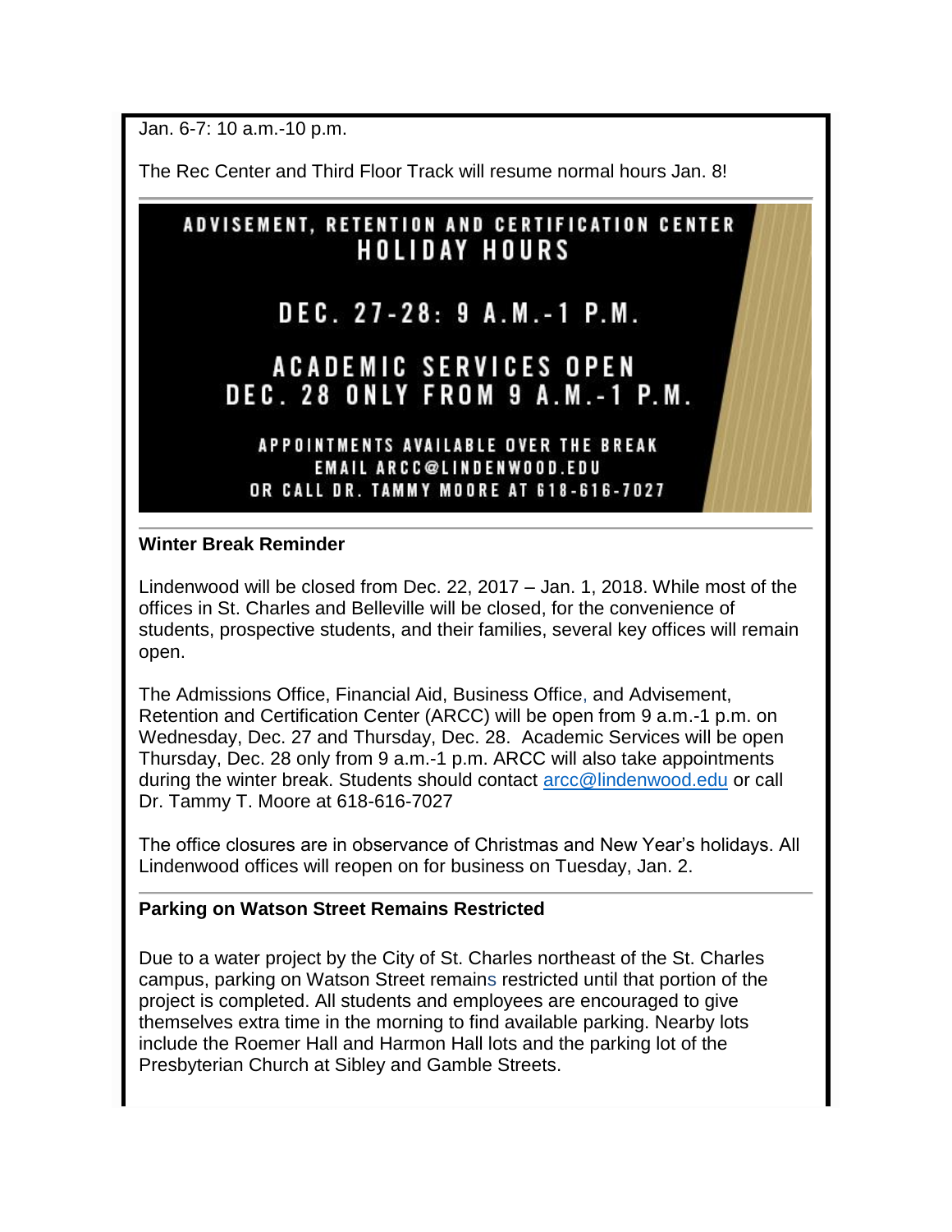Jan. 6-7: 10 a.m.-10 p.m.

The Rec Center and Third Floor Track will resume normal hours Jan. 8!

---

ADVISEMENT, RETENTION AND CERTIFICATION CENTER
HOLIDAY HOURS

DEC. 27-28: 9 A.M.-1 P.M.

ACADEMIC SERVICES OPEN
DEC. 28 ONLY FROM 9 A.M.-1 P.M.

APPOINTMENTS AVAILABLE OVER THE BREAK
EMAIL ARCC@LINDENWOOD.EDU
OR CALL DR. TAMMY MOORE AT 618-616-7027

---

**Winter Break Reminder**

Lindenwood will be closed from Dec. 22, 2017 – Jan. 1, 2018. While most of the offices in St. Charles and Belleville will be closed, for the convenience of students, prospective students, and their families, several key offices will remain open.

The Admissions Office, Financial Aid, Business Office, and Advisement, Retention and Certification Center (ARCC) will be open from 9 a.m.-1 p.m. on Wednesday, Dec. 27 and Thursday, Dec. 28. Academic Services will be open Thursday, Dec. 28 only from 9 a.m.-1 p.m. ARCC will also take appointments during the winter break. Students should contact arcc@lindenwood.edu or call Dr. Tammy T. Moore at 618-616-7027

The office closures are in observance of Christmas and New Year's holidays. All Lindenwood offices will reopen on for business on Tuesday, Jan. 2.

---

**Parking on Watson Street Remains Restricted**

Due to a water project by the City of St. Charles northeast of the St. Charles campus, parking on Watson Street remains restricted until that portion of the project is completed. All students and employees are encouraged to give themselves extra time in the morning to find available parking. Nearby lots include the Roemer Hall and Harmon Hall lots and the parking lot of the Presbyterian Church at Sibley and Gamble Streets.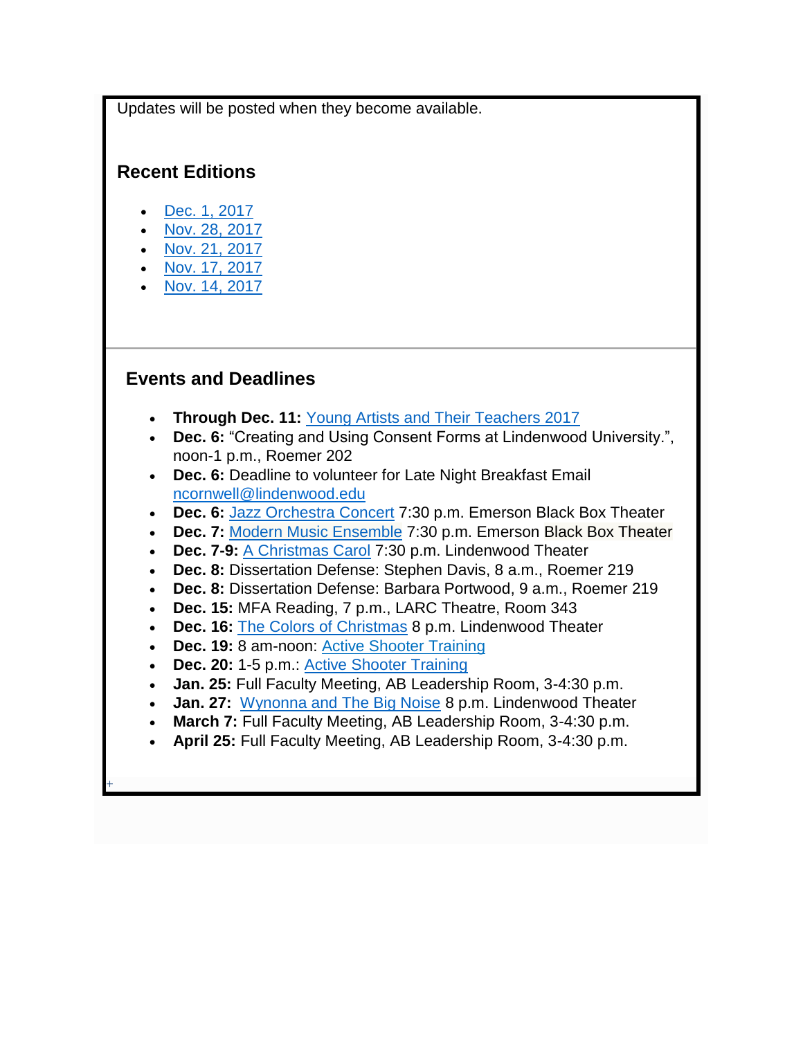Updates will be posted when they become available.

## Recent Editions

- Dec. 1, 2017
- Nov. 28, 2017
- Nov. 21, 2017
- Nov. 17, 2017
- Nov. 14, 2017

## Events and Deadlines

- **Through Dec. 11:** Young Artists and Their Teachers 2017
- **Dec. 6:** "Creating and Using Consent Forms at Lindenwood University.", noon-1 p.m., Roemer 202
- **Dec. 6:** Deadline to volunteer for Late Night Breakfast Email ncornwell@lindenwood.edu
- **Dec. 6:** Jazz Orchestra Concert 7:30 p.m. Emerson Black Box Theater
- **Dec. 7:** Modern Music Ensemble 7:30 p.m. Emerson Black Box Theater
- **Dec. 7-9:** A Christmas Carol 7:30 p.m. Lindenwood Theater
- **Dec. 8:** Dissertation Defense: Stephen Davis, 8 a.m., Roemer 219
- **Dec. 8:** Dissertation Defense: Barbara Portwood, 9 a.m., Roemer 219
- **Dec. 15:** MFA Reading, 7 p.m., LARC Theatre, Room 343
- **Dec. 16:** The Colors of Christmas 8 p.m. Lindenwood Theater
- **Dec. 19:** 8 am-noon: Active Shooter Training
- **Dec. 20:** 1-5 p.m.: Active Shooter Training
- **Jan. 25:** Full Faculty Meeting, AB Leadership Room, 3-4:30 p.m.
- **Jan. 27:** Wynonna and The Big Noise 8 p.m. Lindenwood Theater
- **March 7:** Full Faculty Meeting, AB Leadership Room, 3-4:30 p.m.
- **April 25:** Full Faculty Meeting, AB Leadership Room, 3-4:30 p.m.